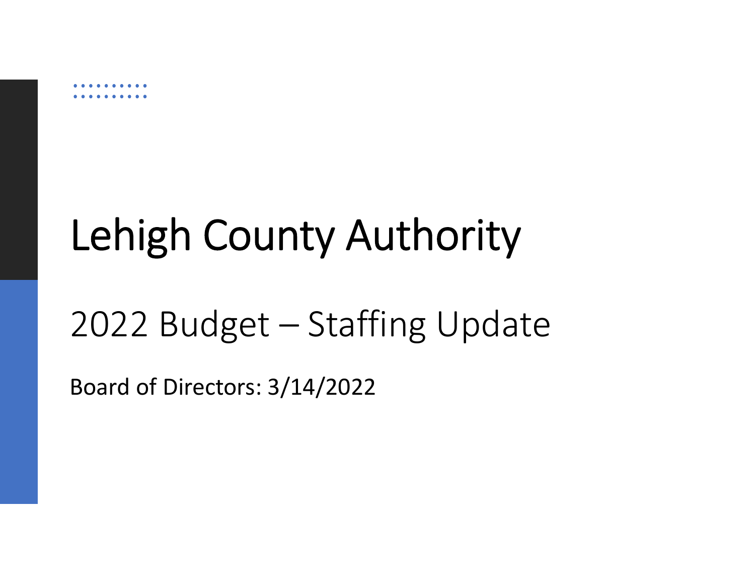# Lehigh County Authority

## 2022 Budget – Staffing Update

Board of Directors: 3/14/2022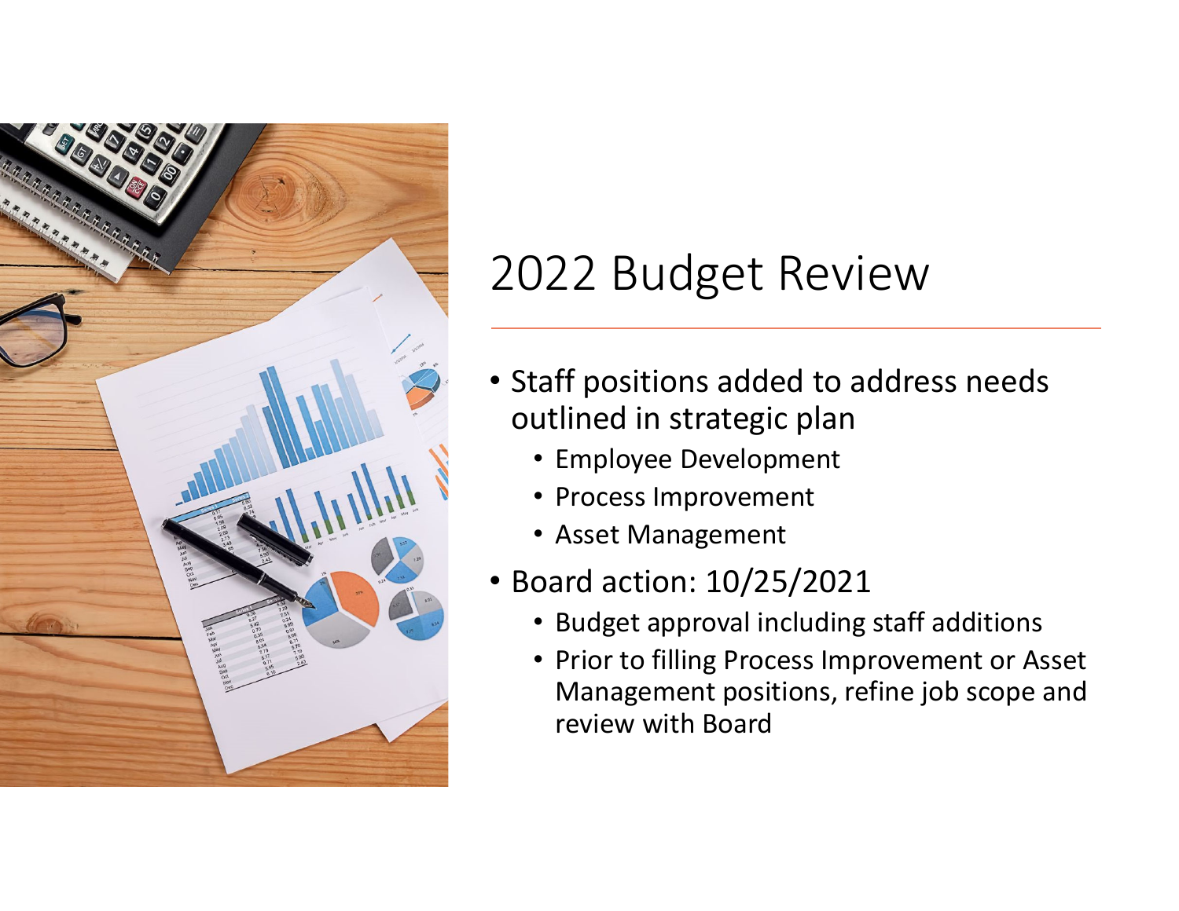# 2022 Budget Review

- Staff positions added to address needs outlined in strategic plan
  - Employee Development
  - Process Improvement
  - Asset Management
- Board action: 10/25/2021
  - Budget approval including staff additions
  - Prior to filling Process Improvement or Asset Management positions, refine job scope and review with Board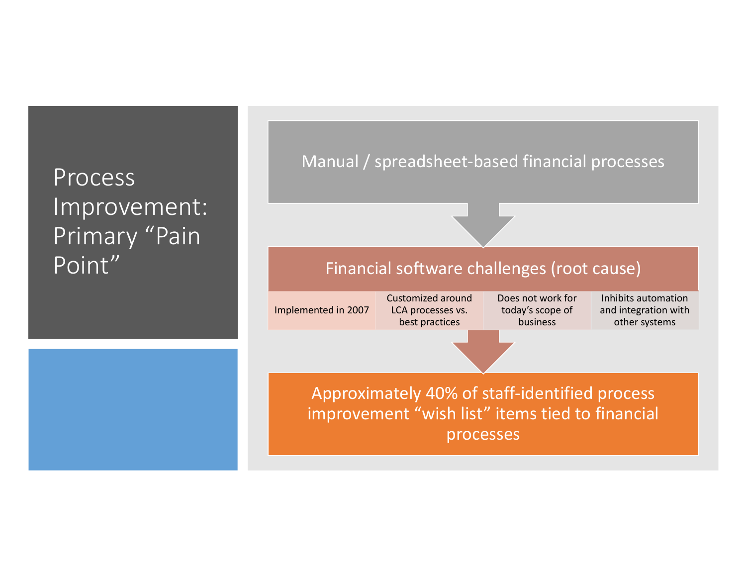# Process Improvement: Primary "Pain Point"

Manual / spreadsheet-based financial processes

↓

**Financial software challenges (root cause)**

| Implemented in 2007 | Customized around LCA processes vs. best practices | Does not work for today's scope of business | Inhibits automation and integration with other systems |
|---|---|---|---|

↓

Approximately 40% of staff-identified process improvement "wish list" items tied to financial processes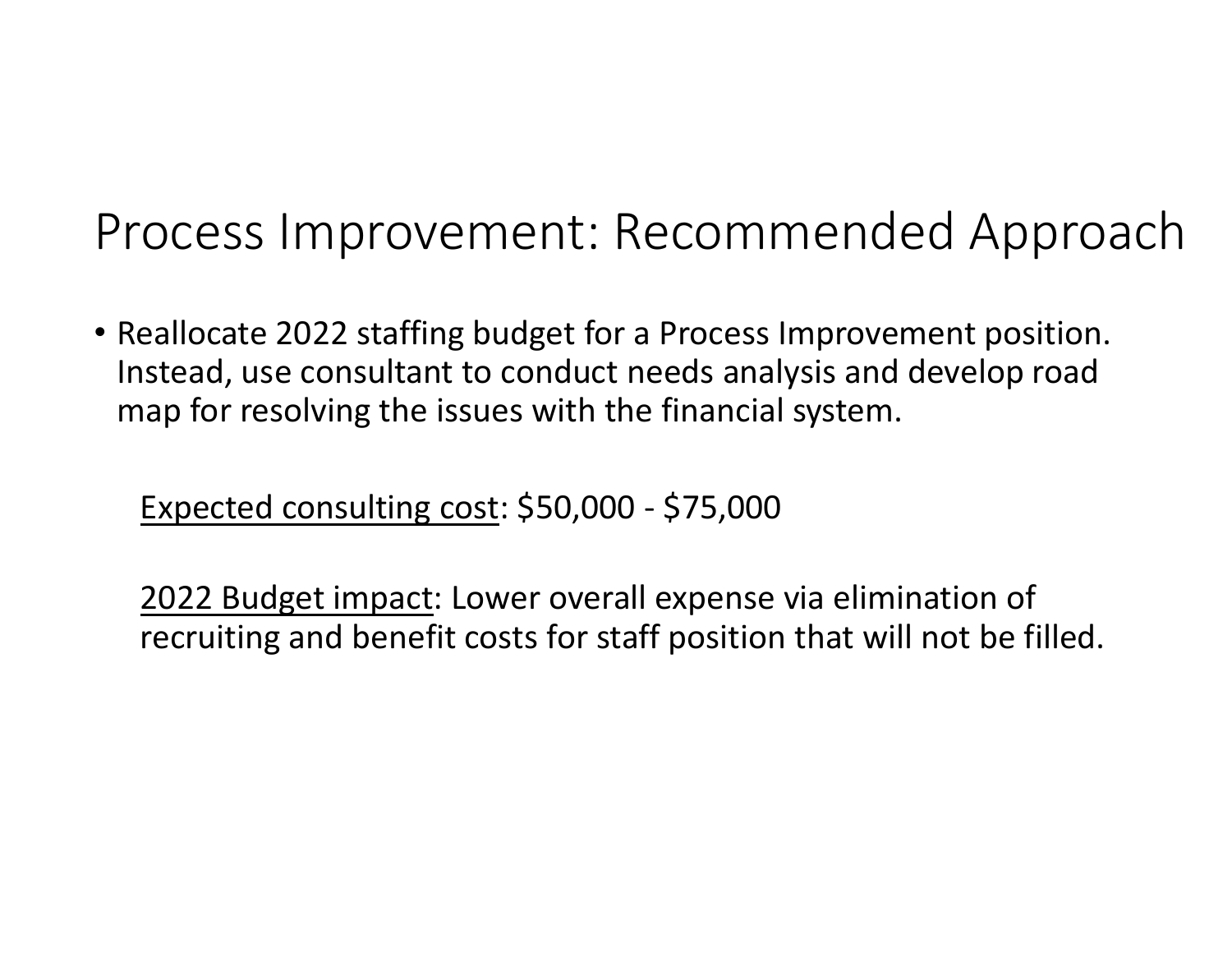# Process Improvement: Recommended Approach

- Reallocate 2022 staffing budget for a Process Improvement position. Instead, use consultant to conduct needs analysis and develop road map for resolving the issues with the financial system.

  <u>Expected consulting cost</u>: $50,000 - $75,000

  <u>2022 Budget impact</u>: Lower overall expense via elimination of recruiting and benefit costs for staff position that will not be filled.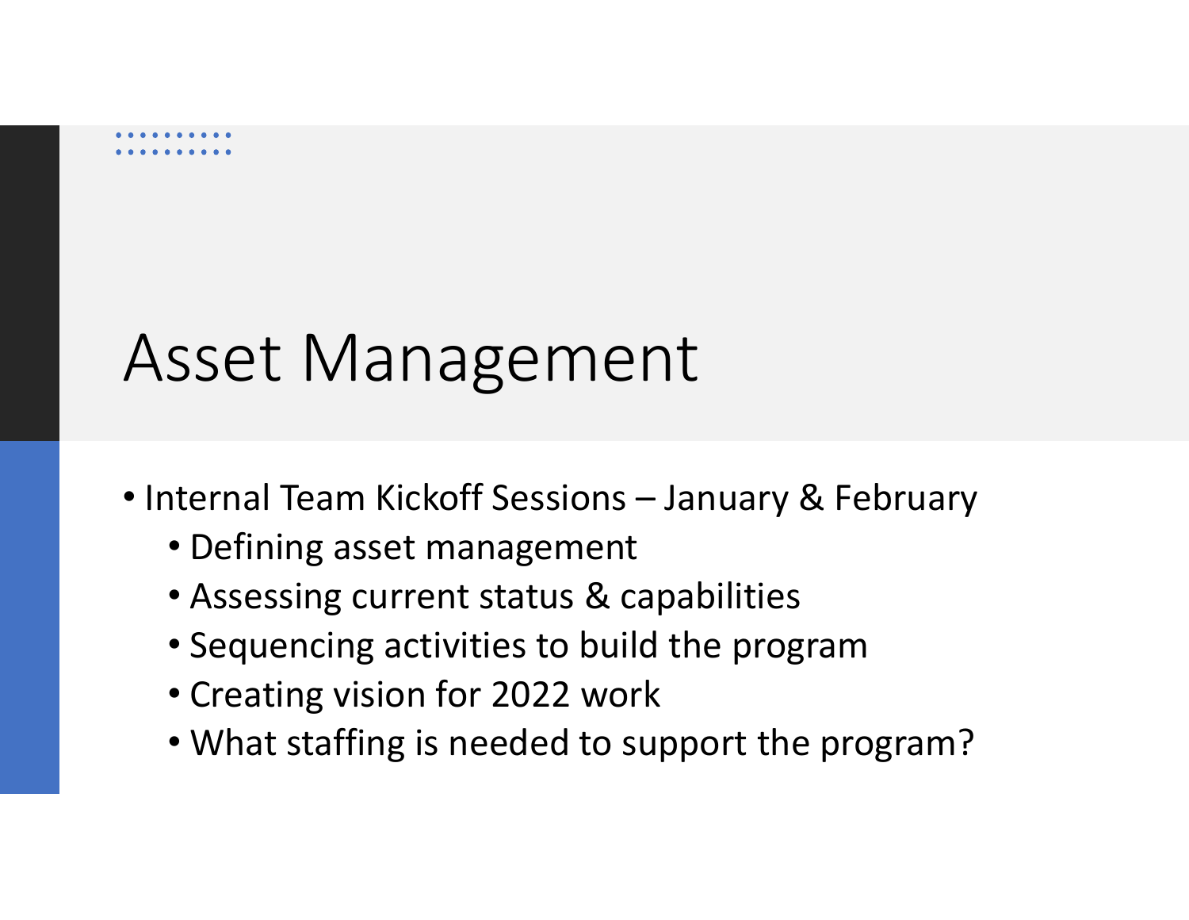# Asset Management

- Internal Team Kickoff Sessions – January & February
  - Defining asset management
  - Assessing current status & capabilities
  - Sequencing activities to build the program
  - Creating vision for 2022 work
  - What staffing is needed to support the program?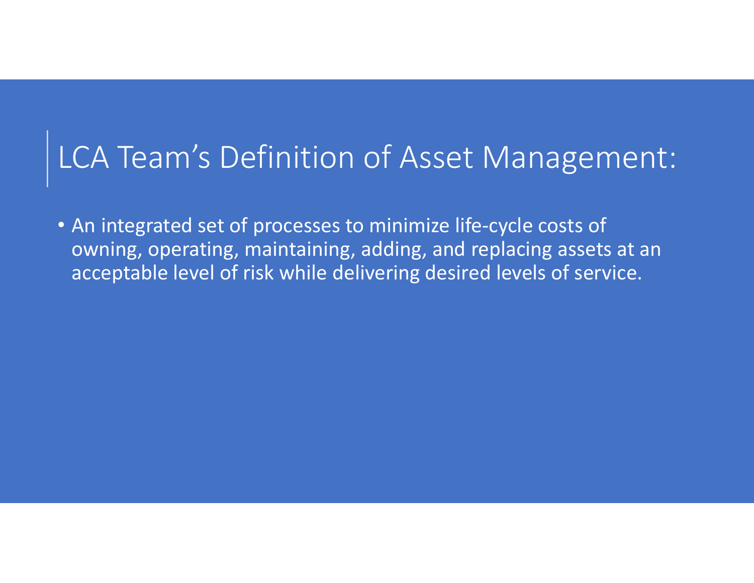# LCA Team’s Definition of Asset Management:

- An integrated set of processes to minimize life-cycle costs of owning, operating, maintaining, adding, and replacing assets at an acceptable level of risk while delivering desired levels of service.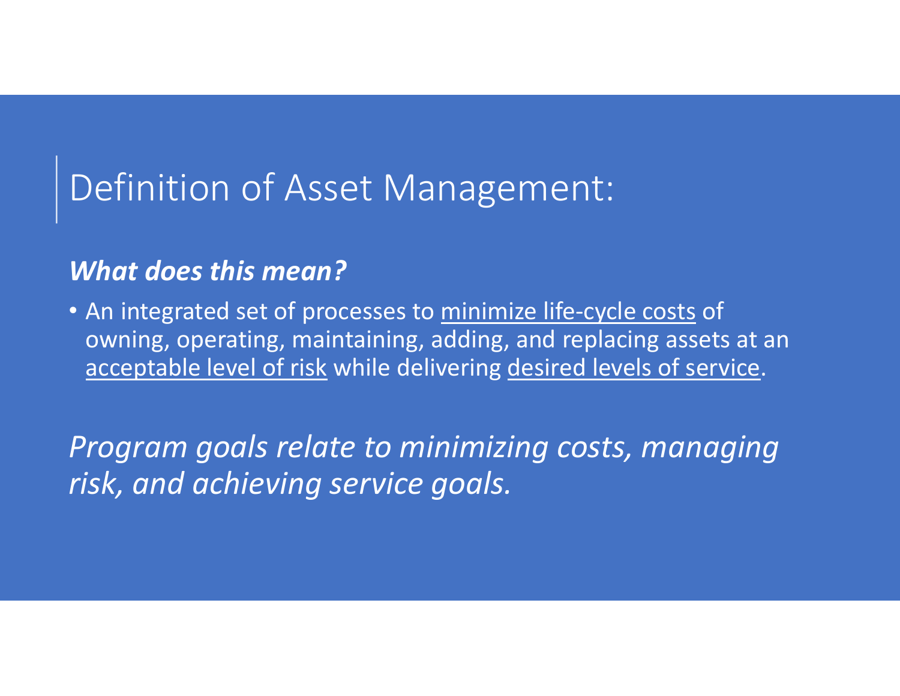# Definition of Asset Management:

***What does this mean?***

- An integrated set of processes to <u>minimize life-cycle costs</u> of owning, operating, maintaining, adding, and replacing assets at an <u>acceptable level of risk</u> while delivering <u>desired levels of service</u>.

*Program goals relate to minimizing costs, managing risk, and achieving service goals.*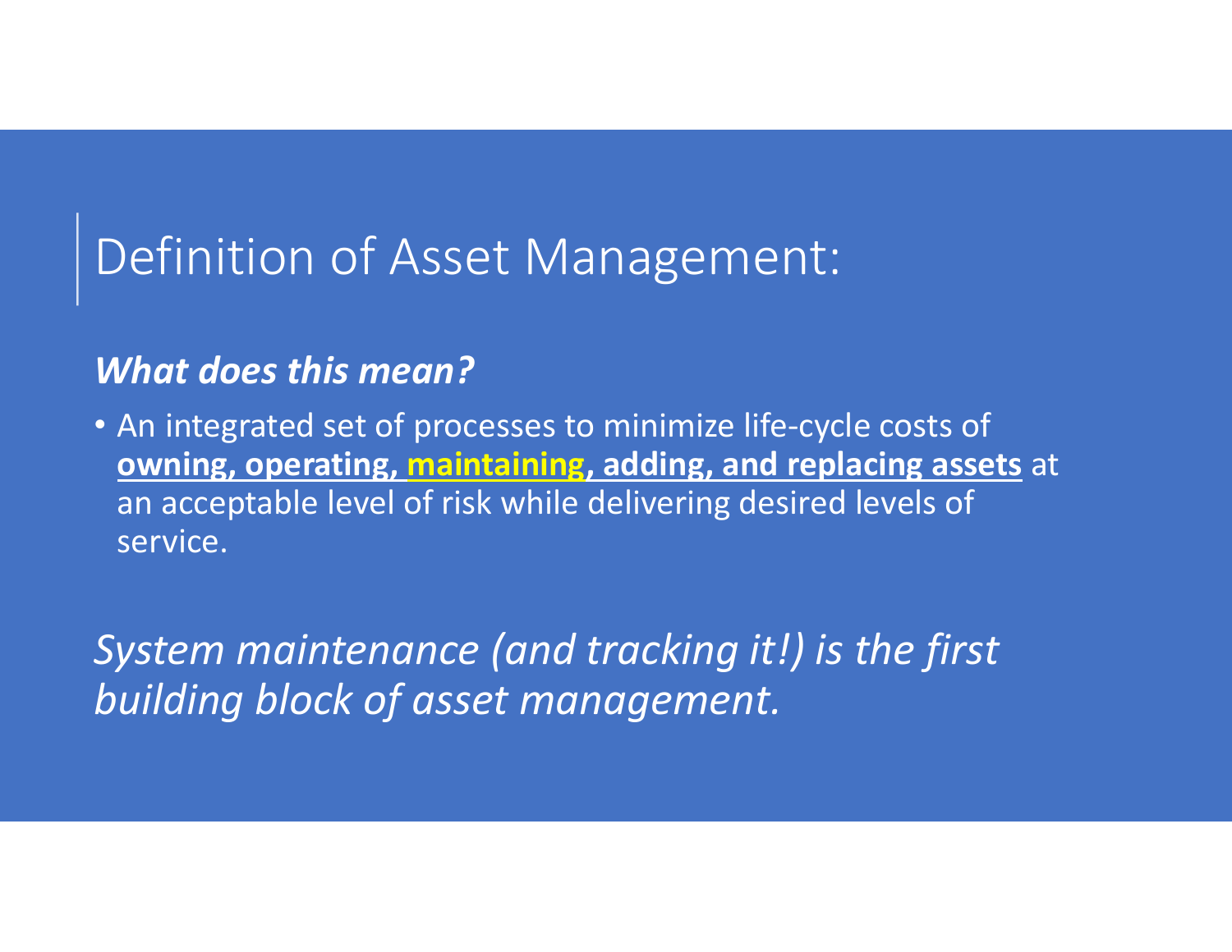# Definition of Asset Management:

***What does this mean?***

- An integrated set of processes to minimize life-cycle costs of **owning, operating, maintaining, adding, and replacing assets** at an acceptable level of risk while delivering desired levels of service.

*System maintenance (and tracking it!) is the first building block of asset management.*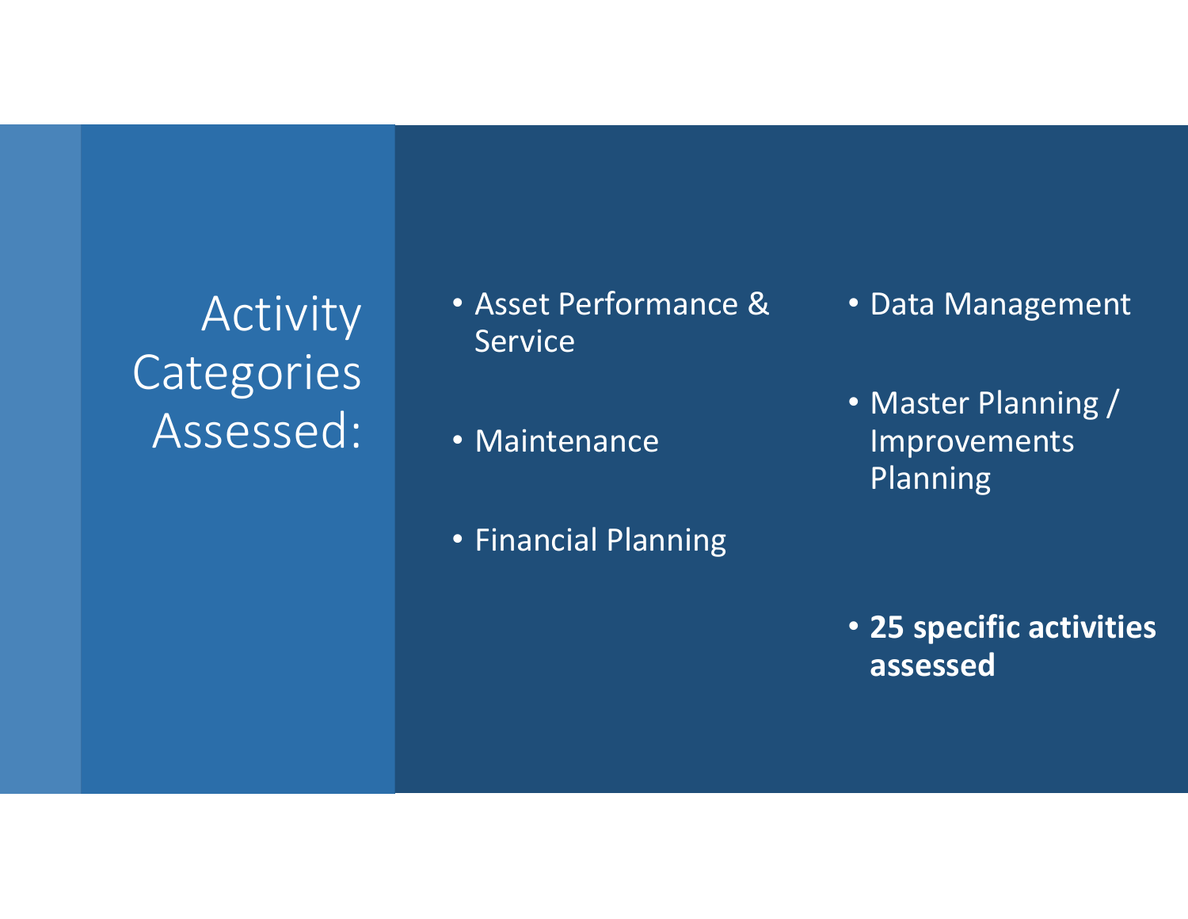# Activity Categories Assessed:

- Asset Performance & Service
- Maintenance
- Financial Planning
- Data Management
- Master Planning / Improvements Planning
- **25 specific activities assessed**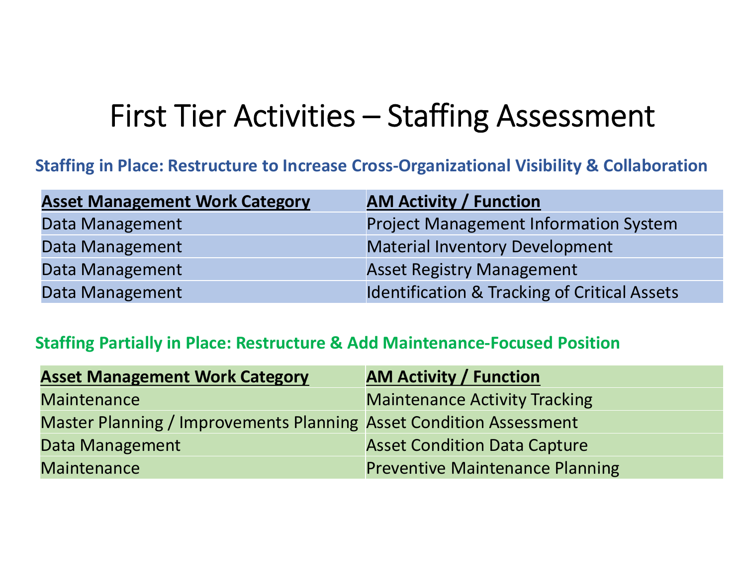# First Tier Activities – Staffing Assessment

**Staffing in Place: Restructure to Increase Cross-Organizational Visibility & Collaboration**

| Asset Management Work Category | AM Activity / Function |
|---|---|
| Data Management | Project Management Information System |
| Data Management | Material Inventory Development |
| Data Management | Asset Registry Management |
| Data Management | Identification & Tracking of Critical Assets |

**Staffing Partially in Place: Restructure & Add Maintenance-Focused Position**

| Asset Management Work Category | AM Activity / Function |
|---|---|
| Maintenance | Maintenance Activity Tracking |
| Master Planning / Improvements Planning | Asset Condition Assessment |
| Data Management | Asset Condition Data Capture |
| Maintenance | Preventive Maintenance Planning |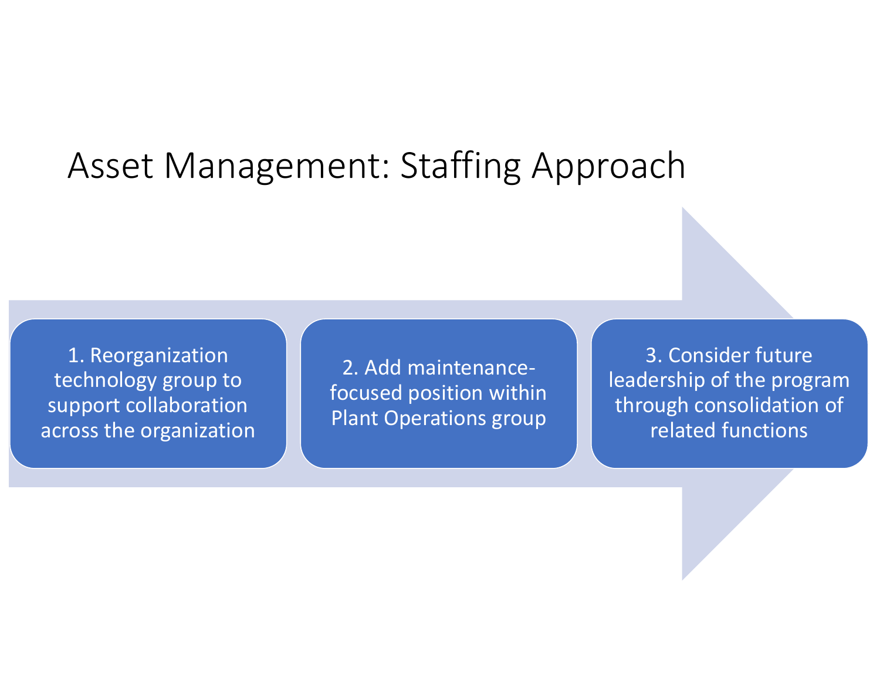# Asset Management: Staffing Approach

1. Reorganization technology group to support collaboration across the organization

2. Add maintenance-focused position within Plant Operations group

3. Consider future leadership of the program through consolidation of related functions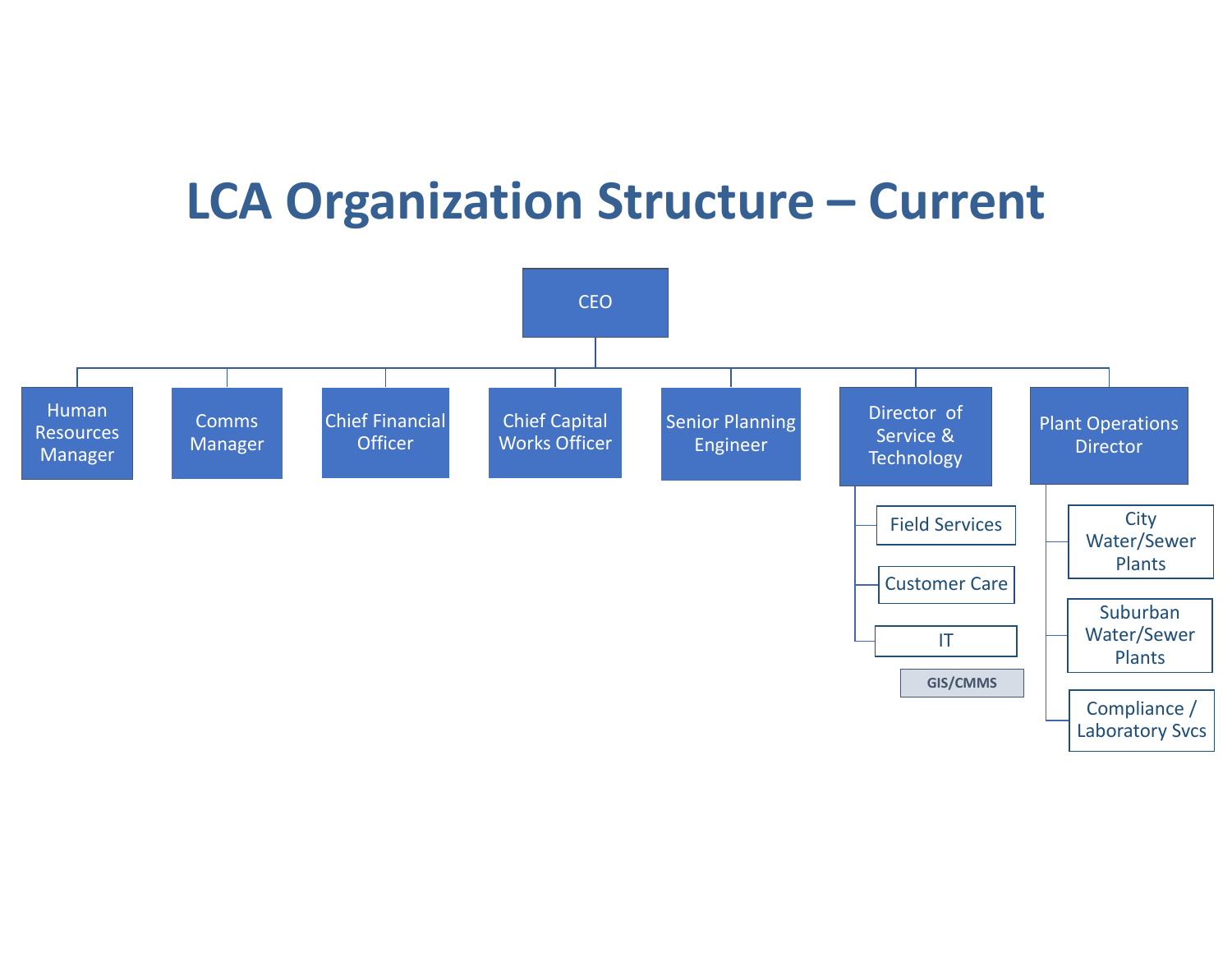# LCA Organization Structure – Current

- CEO
  - Human Resources Manager
  - Comms Manager
  - Chief Financial Officer
  - Chief Capital Works Officer
  - Senior Planning Engineer
  - Director of Service & Technology
    - Field Services
    - Customer Care
    - IT
      - GIS/CMMS
  - Plant Operations Director
    - City Water/Sewer Plants
    - Suburban Water/Sewer Plants
    - Compliance / Laboratory Svcs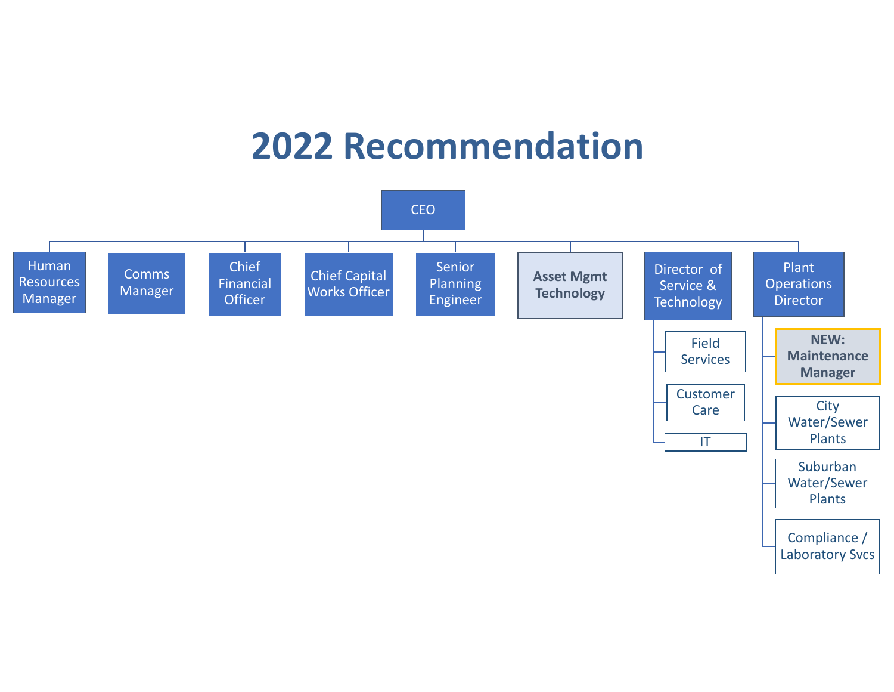# 2022 Recommendation

- CEO
  - Human Resources Manager
  - Comms Manager
  - Chief Financial Officer
  - Chief Capital Works Officer
  - Senior Planning Engineer
  - **Asset Mgmt Technology**
  - Director of Service & Technology
    - Field Services
    - Customer Care
    - IT
  - Plant Operations Director
    - **NEW: Maintenance Manager**
    - City Water/Sewer Plants
    - Suburban Water/Sewer Plants
    - Compliance / Laboratory Svcs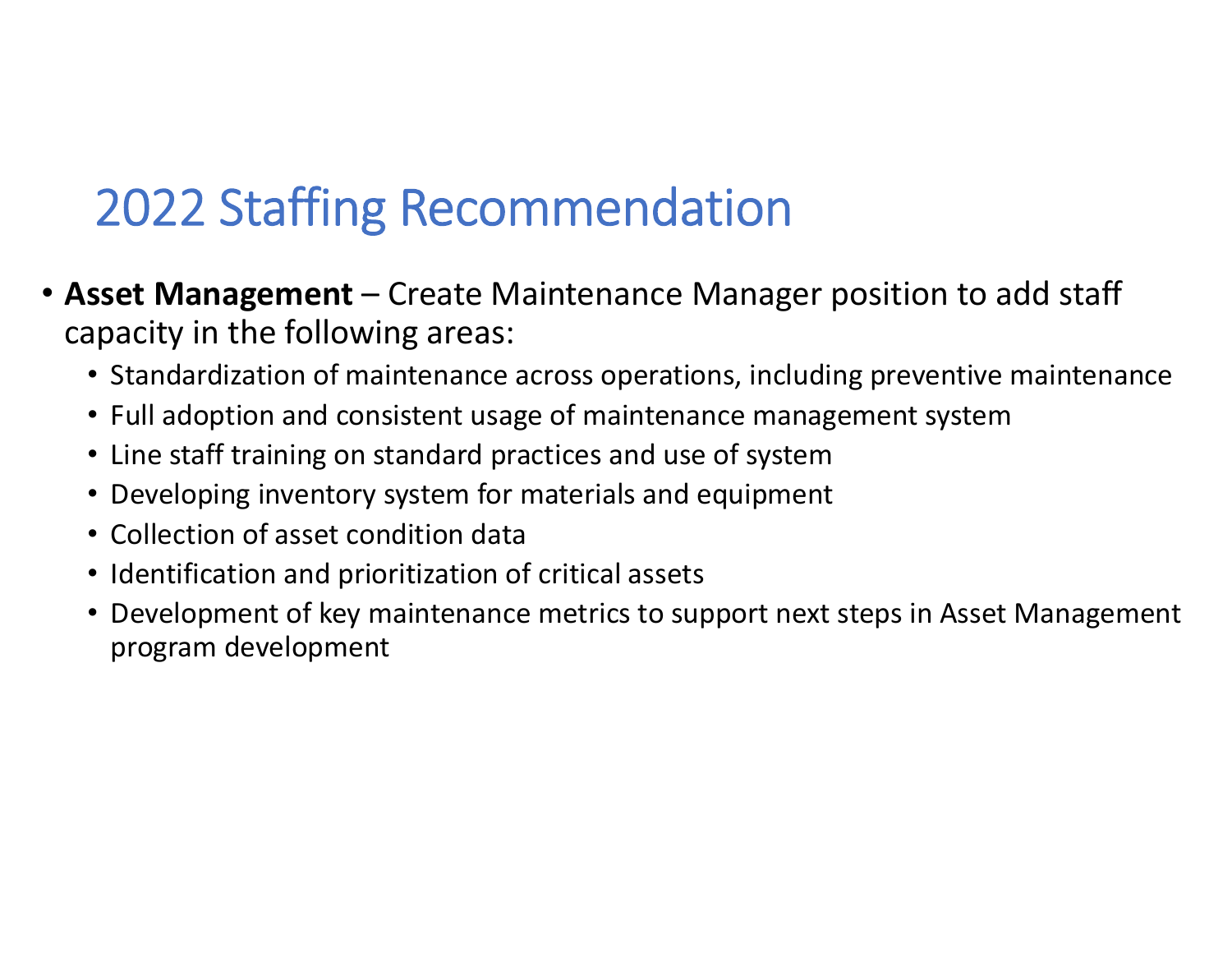# 2022 Staffing Recommendation

- **Asset Management** – Create Maintenance Manager position to add staff capacity in the following areas:
  - Standardization of maintenance across operations, including preventive maintenance
  - Full adoption and consistent usage of maintenance management system
  - Line staff training on standard practices and use of system
  - Developing inventory system for materials and equipment
  - Collection of asset condition data
  - Identification and prioritization of critical assets
  - Development of key maintenance metrics to support next steps in Asset Management program development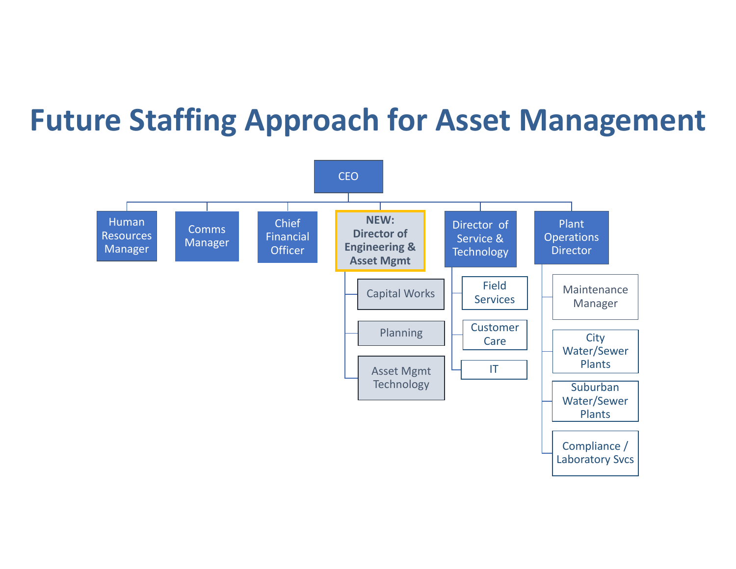# Future Staffing Approach for Asset Management

- CEO
  - Human Resources Manager
  - Comms Manager
  - Chief Financial Officer
  - **NEW: Director of Engineering & Asset Mgmt**
    - Capital Works
    - Planning
    - Asset Mgmt Technology
  - Director of Service & Technology
    - Field Services
    - Customer Care
    - IT
  - Plant Operations Director
    - Maintenance Manager
    - City Water/Sewer Plants
    - Suburban Water/Sewer Plants
    - Compliance / Laboratory Svcs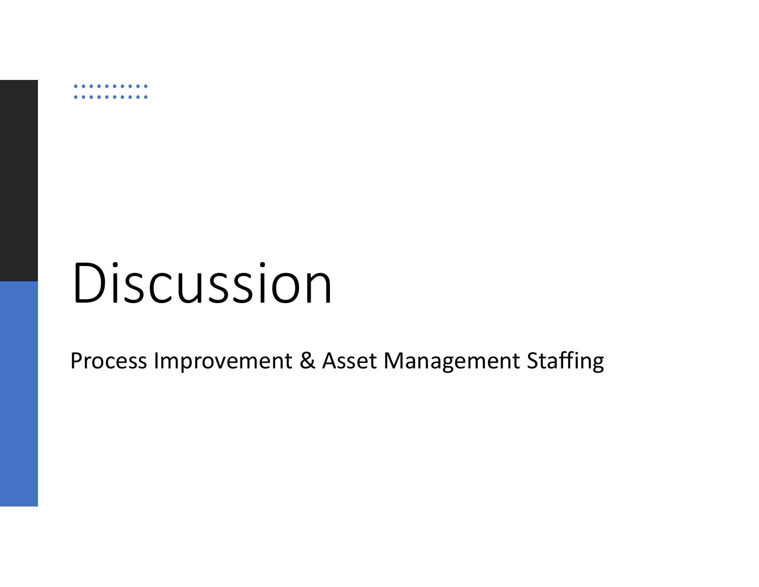# Discussion

Process Improvement & Asset Management Staffing